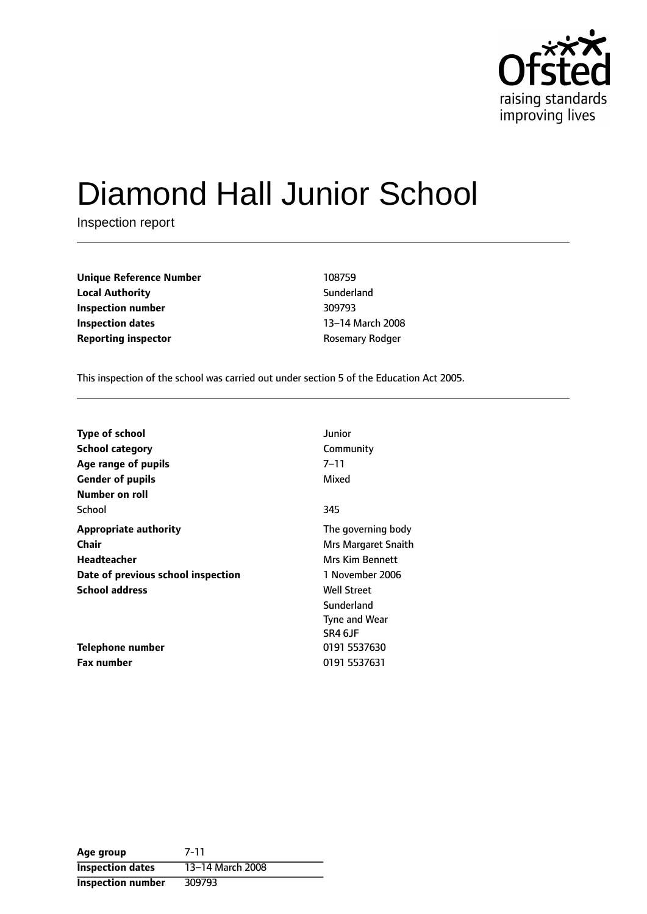Ofsted
raising standards
improving lives

# Diamond Hall Junior School

Inspection report

| | |
|---|---|
| **Unique Reference Number** | 108759 |
| **Local Authority** | Sunderland |
| **Inspection number** | 309793 |
| **Inspection dates** | 13–14 March 2008 |
| **Reporting inspector** | Rosemary Rodger |

This inspection of the school was carried out under section 5 of the Education Act 2005.

| | |
|---|---|
| **Type of school** | Junior |
| **School category** | Community |
| **Age range of pupils** | 7–11 |
| **Gender of pupils** | Mixed |
| **Number on roll** | |
| School | 345 |
| **Appropriate authority** | The governing body |
| **Chair** | Mrs Margaret Snaith |
| **Headteacher** | Mrs Kim Bennett |
| **Date of previous school inspection** | 1 November 2006 |
| **School address** | Well Street<br>Sunderland<br>Tyne and Wear<br>SR4 6JF |
| **Telephone number** | 0191 5537630 |
| **Fax number** | 0191 5537631 |

| **Age group** | 7-11 |
|---|---|
| **Inspection dates** | 13–14 March 2008 |
| **Inspection number** | 309793 |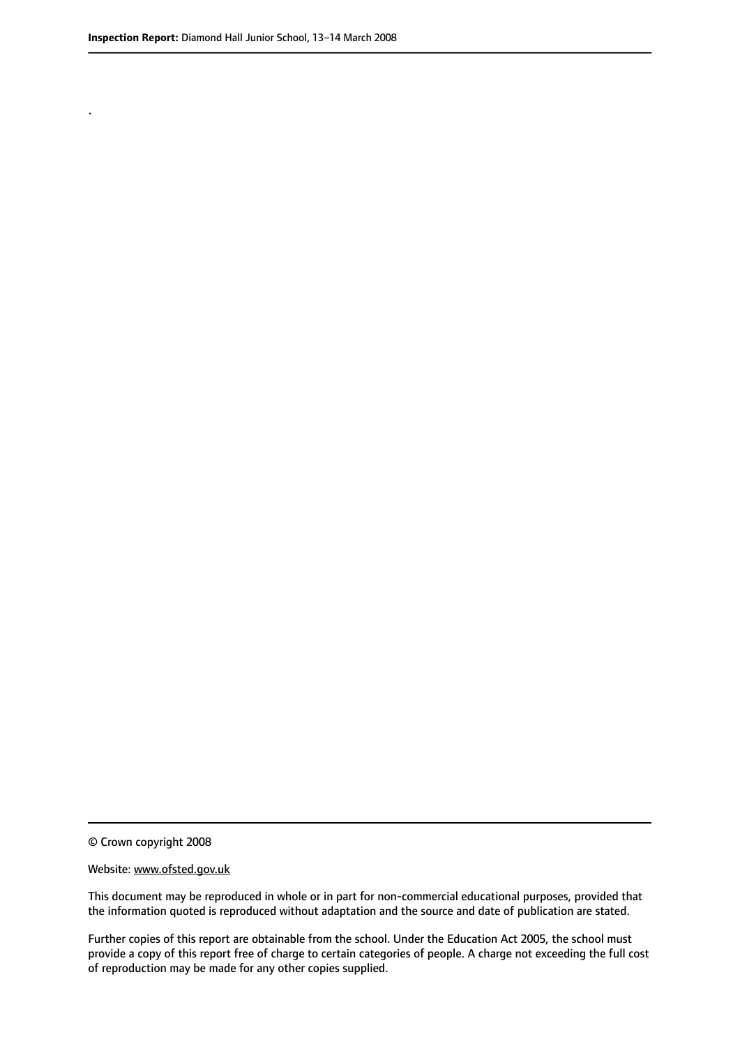.

© Crown copyright 2008

Website: www.ofsted.gov.uk

This document may be reproduced in whole or in part for non-commercial educational purposes, provided that the information quoted is reproduced without adaptation and the source and date of publication are stated.

Further copies of this report are obtainable from the school. Under the Education Act 2005, the school must provide a copy of this report free of charge to certain categories of people. A charge not exceeding the full cost of reproduction may be made for any other copies supplied.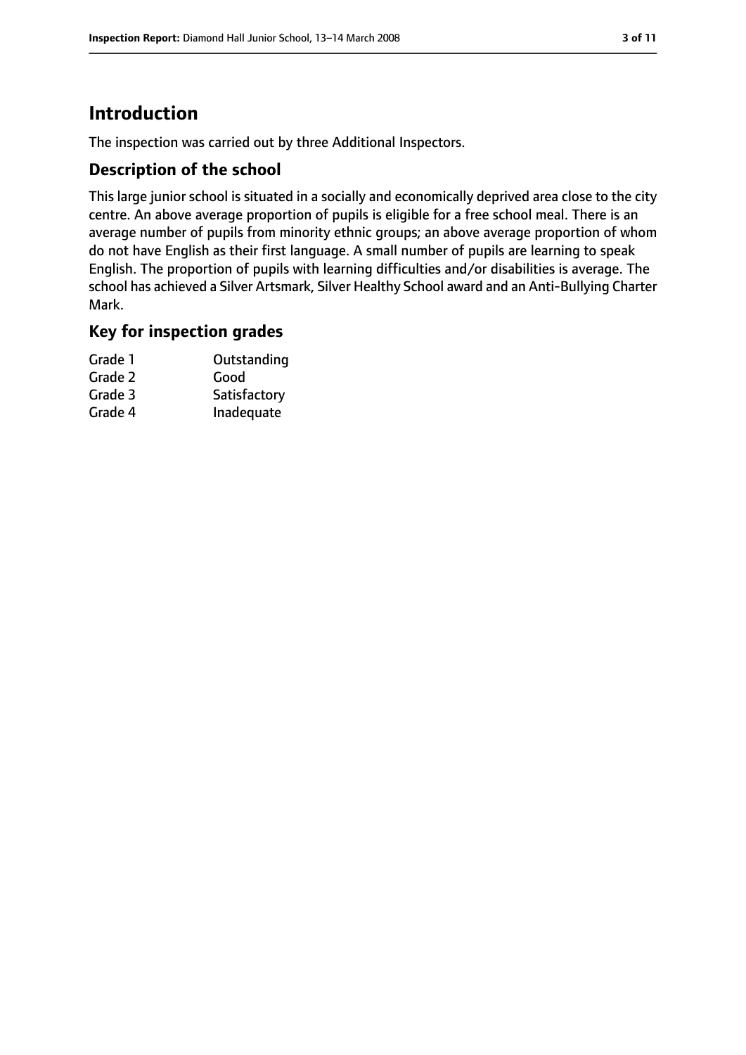# Introduction

The inspection was carried out by three Additional Inspectors.

## Description of the school

This large junior school is situated in a socially and economically deprived area close to the city centre. An above average proportion of pupils is eligible for a free school meal. There is an average number of pupils from minority ethnic groups; an above average proportion of whom do not have English as their first language. A small number of pupils are learning to speak English. The proportion of pupils with learning difficulties and/or disabilities is average. The school has achieved a Silver Artsmark, Silver Healthy School award and an Anti-Bullying Charter Mark.

## Key for inspection grades

| | |
|---|---|
| Grade 1 | Outstanding |
| Grade 2 | Good |
| Grade 3 | Satisfactory |
| Grade 4 | Inadequate |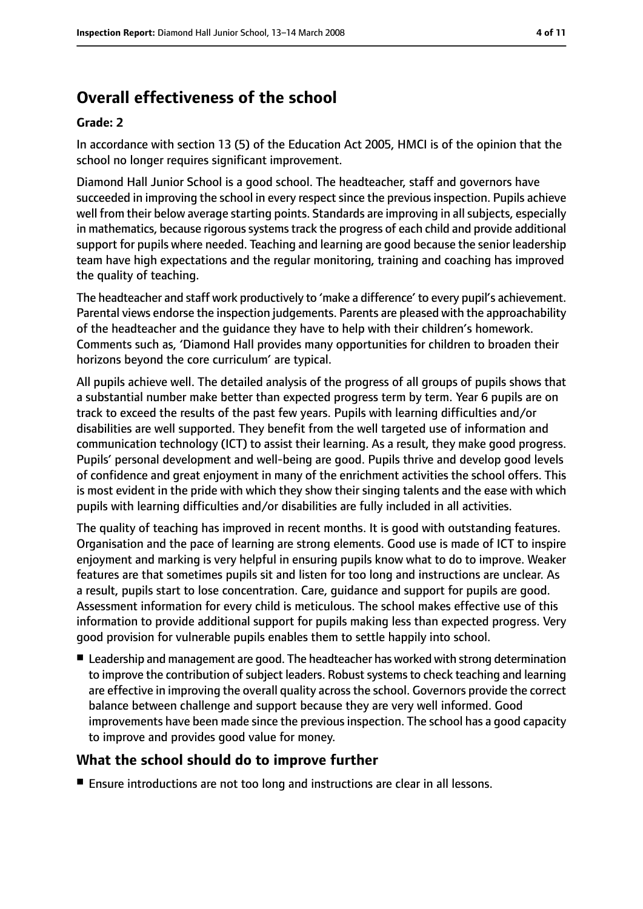# Overall effectiveness of the school

**Grade: 2**

In accordance with section 13 (5) of the Education Act 2005, HMCI is of the opinion that the school no longer requires significant improvement.

Diamond Hall Junior School is a good school. The headteacher, staff and governors have succeeded in improving the school in every respect since the previous inspection. Pupils achieve well from their below average starting points. Standards are improving in all subjects, especially in mathematics, because rigorous systems track the progress of each child and provide additional support for pupils where needed. Teaching and learning are good because the senior leadership team have high expectations and the regular monitoring, training and coaching has improved the quality of teaching.

The headteacher and staff work productively to 'make a difference' to every pupil's achievement. Parental views endorse the inspection judgements. Parents are pleased with the approachability of the headteacher and the guidance they have to help with their children's homework. Comments such as, 'Diamond Hall provides many opportunities for children to broaden their horizons beyond the core curriculum' are typical.

All pupils achieve well. The detailed analysis of the progress of all groups of pupils shows that a substantial number make better than expected progress term by term. Year 6 pupils are on track to exceed the results of the past few years. Pupils with learning difficulties and/or disabilities are well supported. They benefit from the well targeted use of information and communication technology (ICT) to assist their learning. As a result, they make good progress. Pupils' personal development and well-being are good. Pupils thrive and develop good levels of confidence and great enjoyment in many of the enrichment activities the school offers. This is most evident in the pride with which they show their singing talents and the ease with which pupils with learning difficulties and/or disabilities are fully included in all activities.

The quality of teaching has improved in recent months. It is good with outstanding features. Organisation and the pace of learning are strong elements. Good use is made of ICT to inspire enjoyment and marking is very helpful in ensuring pupils know what to do to improve. Weaker features are that sometimes pupils sit and listen for too long and instructions are unclear. As a result, pupils start to lose concentration. Care, guidance and support for pupils are good. Assessment information for every child is meticulous. The school makes effective use of this information to provide additional support for pupils making less than expected progress. Very good provision for vulnerable pupils enables them to settle happily into school.

- Leadership and management are good. The headteacher has worked with strong determination to improve the contribution of subject leaders. Robust systems to check teaching and learning are effective in improving the overall quality across the school. Governors provide the correct balance between challenge and support because they are very well informed. Good improvements have been made since the previous inspection. The school has a good capacity to improve and provides good value for money.

## What the school should do to improve further

- Ensure introductions are not too long and instructions are clear in all lessons.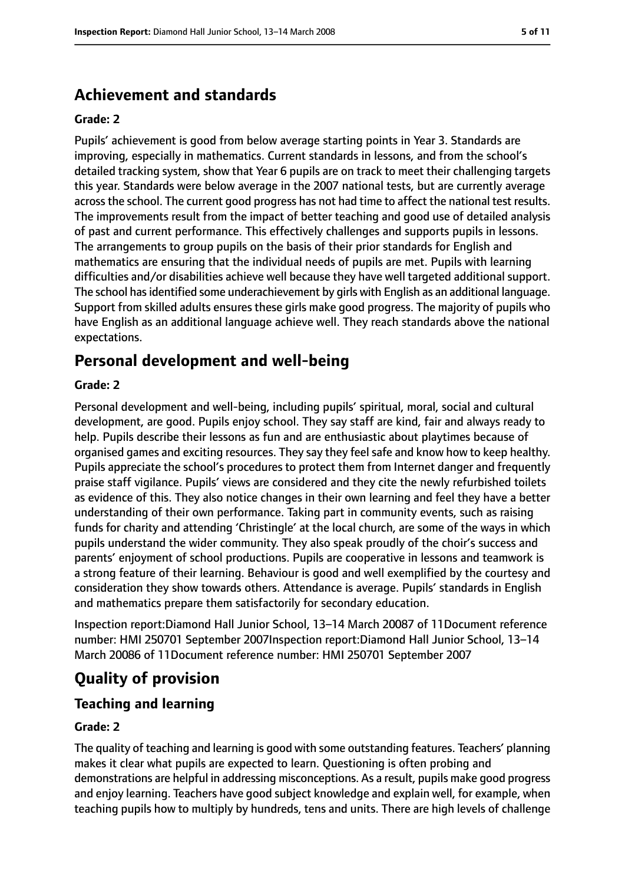## Achievement and standards

**Grade: 2**

Pupils' achievement is good from below average starting points in Year 3. Standards are improving, especially in mathematics. Current standards in lessons, and from the school's detailed tracking system, show that Year 6 pupils are on track to meet their challenging targets this year. Standards were below average in the 2007 national tests, but are currently average across the school. The current good progress has not had time to affect the national test results. The improvements result from the impact of better teaching and good use of detailed analysis of past and current performance. This effectively challenges and supports pupils in lessons. The arrangements to group pupils on the basis of their prior standards for English and mathematics are ensuring that the individual needs of pupils are met. Pupils with learning difficulties and/or disabilities achieve well because they have well targeted additional support. The school has identified some underachievement by girls with English as an additional language. Support from skilled adults ensures these girls make good progress. The majority of pupils who have English as an additional language achieve well. They reach standards above the national expectations.

## Personal development and well-being

**Grade: 2**

Personal development and well-being, including pupils' spiritual, moral, social and cultural development, are good. Pupils enjoy school. They say staff are kind, fair and always ready to help. Pupils describe their lessons as fun and are enthusiastic about playtimes because of organised games and exciting resources. They say they feel safe and know how to keep healthy. Pupils appreciate the school's procedures to protect them from Internet danger and frequently praise staff vigilance. Pupils' views are considered and they cite the newly refurbished toilets as evidence of this. They also notice changes in their own learning and feel they have a better understanding of their own performance. Taking part in community events, such as raising funds for charity and attending 'Christingle' at the local church, are some of the ways in which pupils understand the wider community. They also speak proudly of the choir's success and parents' enjoyment of school productions. Pupils are cooperative in lessons and teamwork is a strong feature of their learning. Behaviour is good and well exemplified by the courtesy and consideration they show towards others. Attendance is average. Pupils' standards in English and mathematics prepare them satisfactorily for secondary education.

Inspection report:Diamond Hall Junior School, 13–14 March 20087 of 11Document reference number: HMI 250701 September 2007Inspection report:Diamond Hall Junior School, 13–14 March 20086 of 11Document reference number: HMI 250701 September 2007

# Quality of provision

## Teaching and learning

**Grade: 2**

The quality of teaching and learning is good with some outstanding features. Teachers' planning makes it clear what pupils are expected to learn. Questioning is often probing and demonstrations are helpful in addressing misconceptions. As a result, pupils make good progress and enjoy learning. Teachers have good subject knowledge and explain well, for example, when teaching pupils how to multiply by hundreds, tens and units. There are high levels of challenge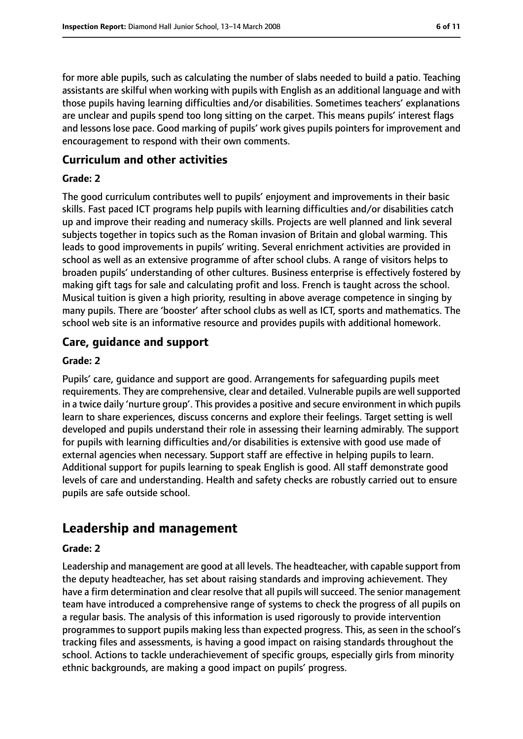for more able pupils, such as calculating the number of slabs needed to build a patio. Teaching assistants are skilful when working with pupils with English as an additional language and with those pupils having learning difficulties and/or disabilities. Sometimes teachers' explanations are unclear and pupils spend too long sitting on the carpet. This means pupils' interest flags and lessons lose pace. Good marking of pupils' work gives pupils pointers for improvement and encouragement to respond with their own comments.

### Curriculum and other activities

#### Grade: 2

The good curriculum contributes well to pupils' enjoyment and improvements in their basic skills. Fast paced ICT programs help pupils with learning difficulties and/or disabilities catch up and improve their reading and numeracy skills. Projects are well planned and link several subjects together in topics such as the Roman invasion of Britain and global warming. This leads to good improvements in pupils' writing. Several enrichment activities are provided in school as well as an extensive programme of after school clubs. A range of visitors helps to broaden pupils' understanding of other cultures. Business enterprise is effectively fostered by making gift tags for sale and calculating profit and loss. French is taught across the school. Musical tuition is given a high priority, resulting in above average competence in singing by many pupils. There are 'booster' after school clubs as well as ICT, sports and mathematics. The school web site is an informative resource and provides pupils with additional homework.

### Care, guidance and support

#### Grade: 2

Pupils' care, guidance and support are good. Arrangements for safeguarding pupils meet requirements. They are comprehensive, clear and detailed. Vulnerable pupils are well supported in a twice daily 'nurture group'. This provides a positive and secure environment in which pupils learn to share experiences, discuss concerns and explore their feelings. Target setting is well developed and pupils understand their role in assessing their learning admirably. The support for pupils with learning difficulties and/or disabilities is extensive with good use made of external agencies when necessary. Support staff are effective in helping pupils to learn. Additional support for pupils learning to speak English is good. All staff demonstrate good levels of care and understanding. Health and safety checks are robustly carried out to ensure pupils are safe outside school.

## Leadership and management

#### Grade: 2

Leadership and management are good at all levels. The headteacher, with capable support from the deputy headteacher, has set about raising standards and improving achievement. They have a firm determination and clear resolve that all pupils will succeed. The senior management team have introduced a comprehensive range of systems to check the progress of all pupils on a regular basis. The analysis of this information is used rigorously to provide intervention programmes to support pupils making less than expected progress. This, as seen in the school's tracking files and assessments, is having a good impact on raising standards throughout the school. Actions to tackle underachievement of specific groups, especially girls from minority ethnic backgrounds, are making a good impact on pupils' progress.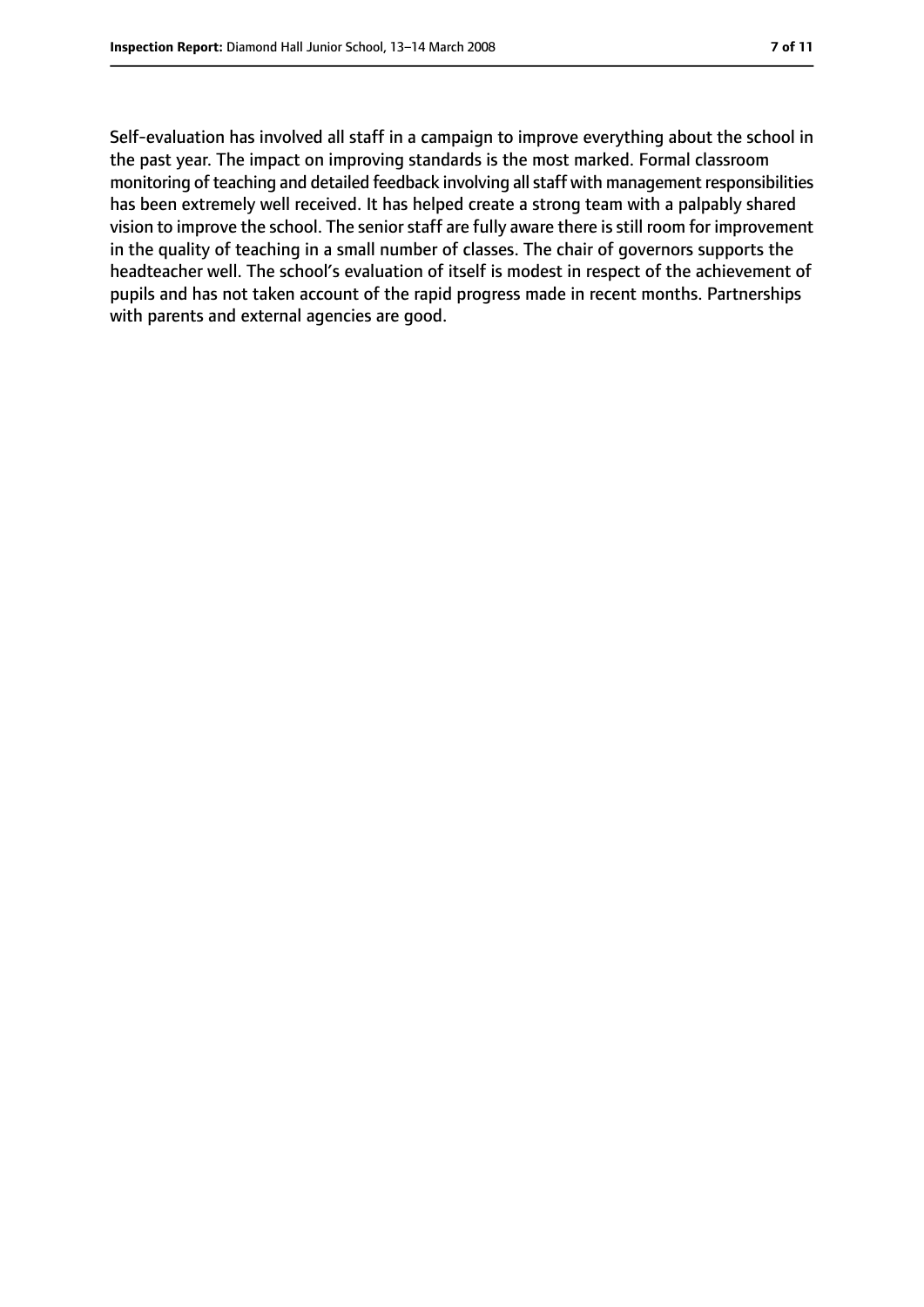Self-evaluation has involved all staff in a campaign to improve everything about the school in the past year. The impact on improving standards is the most marked. Formal classroom monitoring of teaching and detailed feedback involving all staff with management responsibilities has been extremely well received. It has helped create a strong team with a palpably shared vision to improve the school. The senior staff are fully aware there is still room for improvement in the quality of teaching in a small number of classes. The chair of governors supports the headteacher well. The school's evaluation of itself is modest in respect of the achievement of pupils and has not taken account of the rapid progress made in recent months. Partnerships with parents and external agencies are good.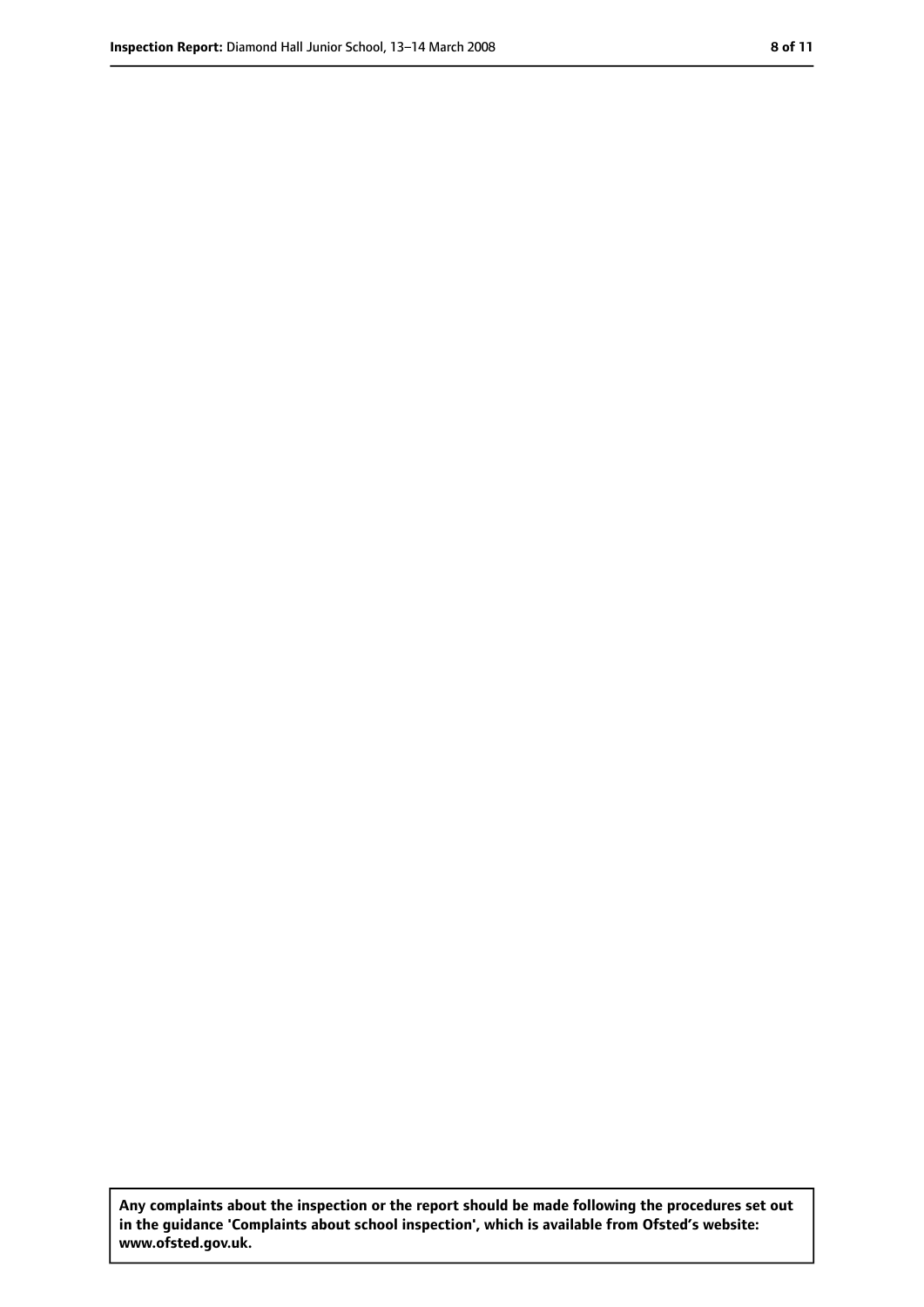**Any complaints about the inspection or the report should be made following the procedures set out in the guidance 'Complaints about school inspection', which is available from Ofsted's website: www.ofsted.gov.uk.**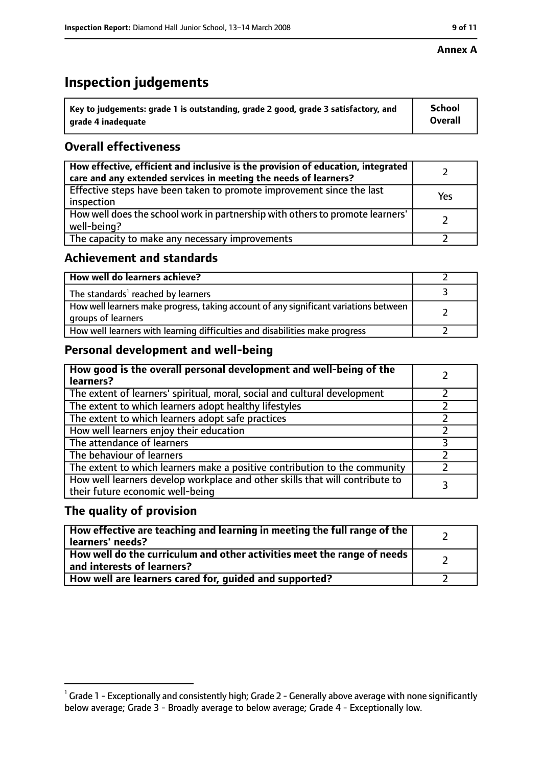**Annex A**

# Inspection judgements

| Key to judgements: grade 1 is outstanding, grade 2 good, grade 3 satisfactory, and grade 4 inadequate | School Overall |
|---|---|

## Overall effectiveness

| | |
|---|---|
| **How effective, efficient and inclusive is the provision of education, integrated care and any extended services in meeting the needs of learners?** | 2 |
| Effective steps have been taken to promote improvement since the last inspection | Yes |
| How well does the school work in partnership with others to promote learners' well-being? | 2 |
| The capacity to make any necessary improvements | 2 |

## Achievement and standards

| | |
|---|---|
| **How well do learners achieve?** | 2 |
| The standards[1] reached by learners | 3 |
| How well learners make progress, taking account of any significant variations between groups of learners | 2 |
| How well learners with learning difficulties and disabilities make progress | 2 |

## Personal development and well-being

| | |
|---|---|
| **How good is the overall personal development and well-being of the learners?** | 2 |
| The extent of learners' spiritual, moral, social and cultural development | 2 |
| The extent to which learners adopt healthy lifestyles | 2 |
| The extent to which learners adopt safe practices | 2 |
| How well learners enjoy their education | 2 |
| The attendance of learners | 3 |
| The behaviour of learners | 2 |
| The extent to which learners make a positive contribution to the community | 2 |
| How well learners develop workplace and other skills that will contribute to their future economic well-being | 3 |

## The quality of provision

| | |
|---|---|
| **How effective are teaching and learning in meeting the full range of the learners' needs?** | 2 |
| **How well do the curriculum and other activities meet the range of needs and interests of learners?** | 2 |
| **How well are learners cared for, guided and supported?** | 2 |

[1] Grade 1 - Exceptionally and consistently high; Grade 2 - Generally above average with none significantly below average; Grade 3 - Broadly average to below average; Grade 4 - Exceptionally low.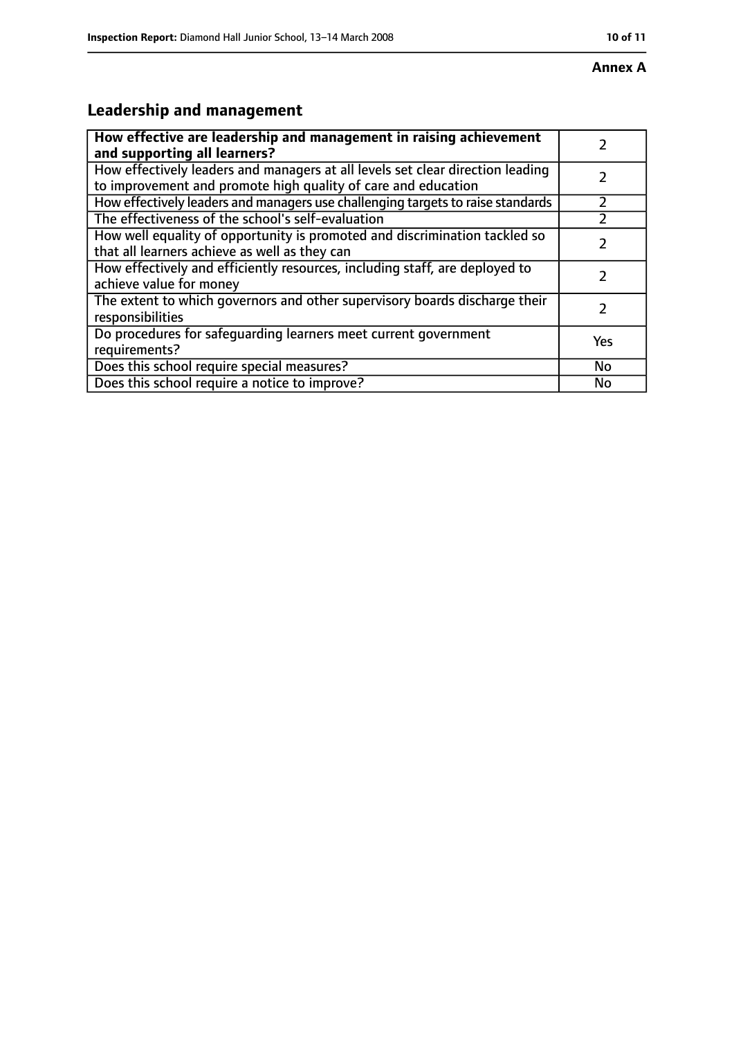**Annex A**

## Leadership and management

| How effective are leadership and management in raising achievement and supporting all learners? | 2 |
|---|---|
| How effectively leaders and managers at all levels set clear direction leading to improvement and promote high quality of care and education | 2 |
| How effectively leaders and managers use challenging targets to raise standards | 2 |
| The effectiveness of the school's self-evaluation | 2 |
| How well equality of opportunity is promoted and discrimination tackled so that all learners achieve as well as they can | 2 |
| How effectively and efficiently resources, including staff, are deployed to achieve value for money | 2 |
| The extent to which governors and other supervisory boards discharge their responsibilities | 2 |
| Do procedures for safeguarding learners meet current government requirements? | Yes |
| Does this school require special measures? | No |
| Does this school require a notice to improve? | No |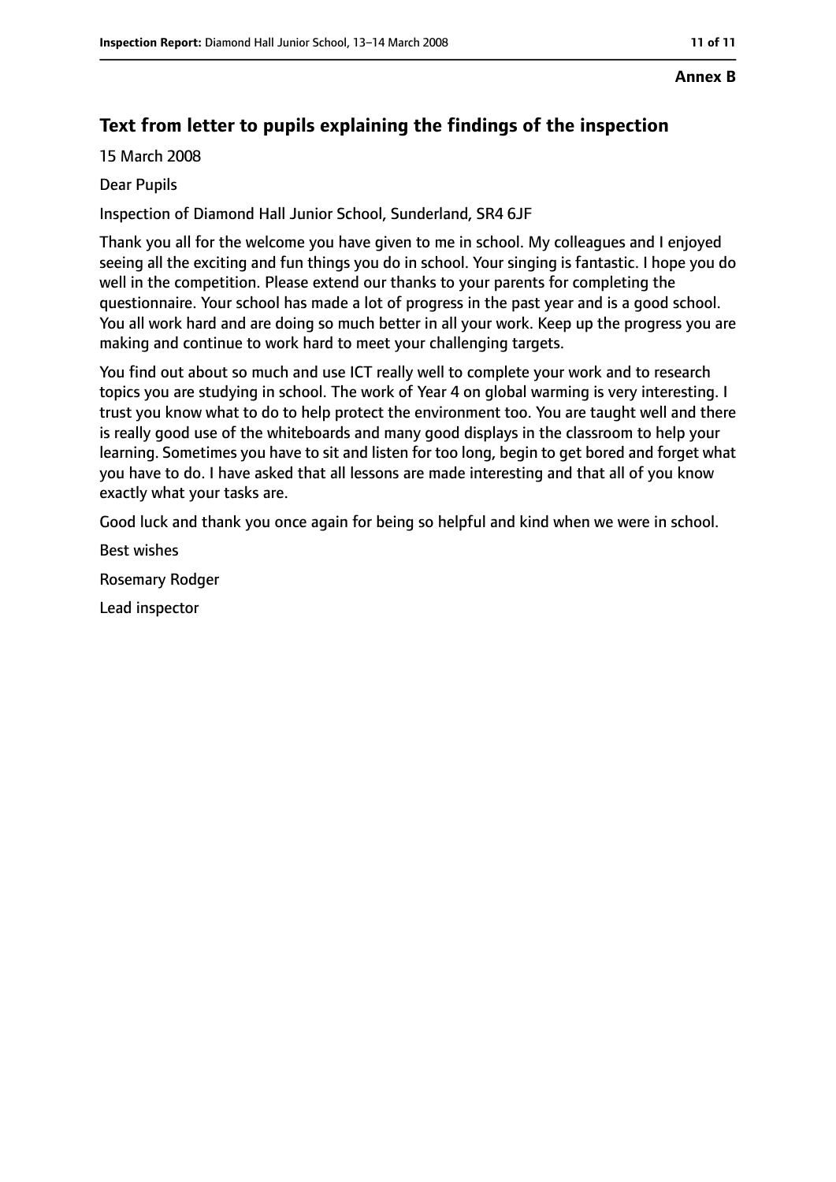**Annex B**

## Text from letter to pupils explaining the findings of the inspection

15 March 2008

Dear Pupils

Inspection of Diamond Hall Junior School, Sunderland, SR4 6JF

Thank you all for the welcome you have given to me in school. My colleagues and I enjoyed seeing all the exciting and fun things you do in school. Your singing is fantastic. I hope you do well in the competition. Please extend our thanks to your parents for completing the questionnaire. Your school has made a lot of progress in the past year and is a good school. You all work hard and are doing so much better in all your work. Keep up the progress you are making and continue to work hard to meet your challenging targets.

You find out about so much and use ICT really well to complete your work and to research topics you are studying in school. The work of Year 4 on global warming is very interesting. I trust you know what to do to help protect the environment too. You are taught well and there is really good use of the whiteboards and many good displays in the classroom to help your learning. Sometimes you have to sit and listen for too long, begin to get bored and forget what you have to do. I have asked that all lessons are made interesting and that all of you know exactly what your tasks are.

Good luck and thank you once again for being so helpful and kind when we were in school.

Best wishes

Rosemary Rodger

Lead inspector